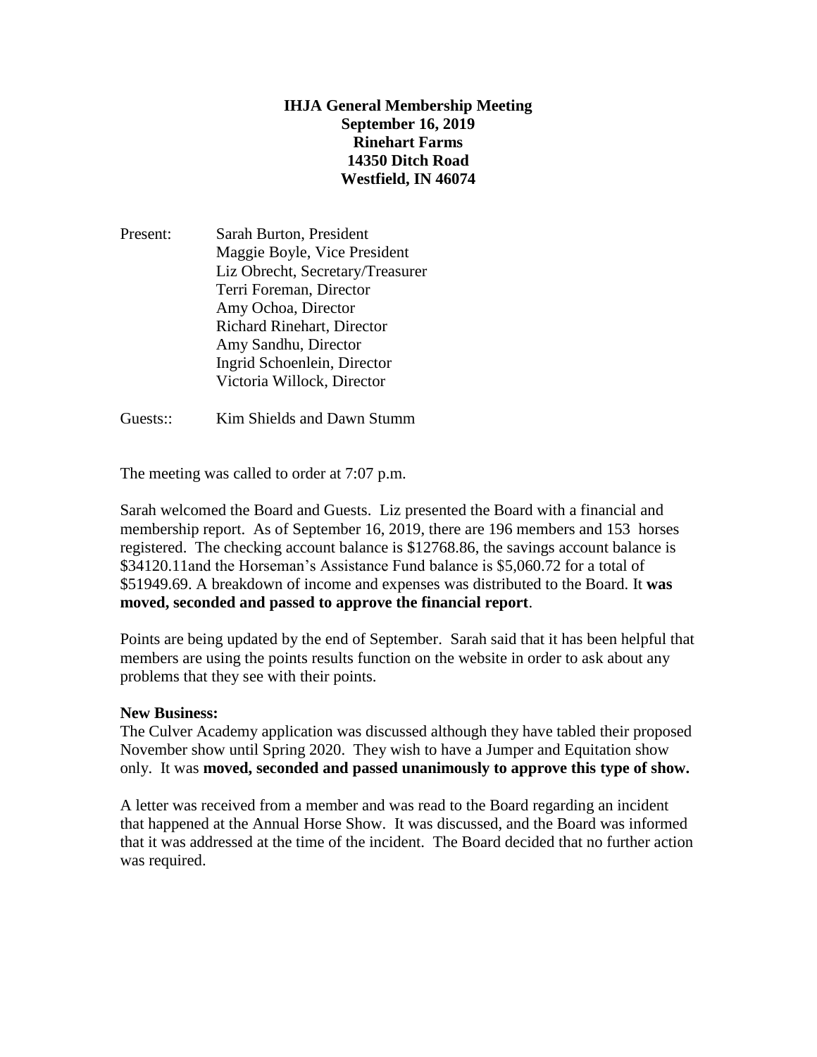**IHJA General Membership Meeting**
**September 16, 2019**
**Rinehart Farms**
**14350 Ditch Road**
**Westfield, IN 46074**

Present: Sarah Burton, President
Maggie Boyle, Vice President
Liz Obrecht, Secretary/Treasurer
Terri Foreman, Director
Amy Ochoa, Director
Richard Rinehart, Director
Amy Sandhu, Director
Ingrid Schoenlein, Director
Victoria Willock, Director

Guests:: Kim Shields and Dawn Stumm

The meeting was called to order at 7:07 p.m.

Sarah welcomed the Board and Guests. Liz presented the Board with a financial and membership report. As of September 16, 2019, there are 196 members and 153 horses registered. The checking account balance is $12768.86, the savings account balance is $34120.11and the Horseman's Assistance Fund balance is $5,060.72 for a total of $51949.69. A breakdown of income and expenses was distributed to the Board. It **was moved, seconded and passed to approve the financial report**.

Points are being updated by the end of September. Sarah said that it has been helpful that members are using the points results function on the website in order to ask about any problems that they see with their points.

**New Business:**
The Culver Academy application was discussed although they have tabled their proposed November show until Spring 2020. They wish to have a Jumper and Equitation show only. It was **moved, seconded and passed unanimously to approve this type of show.**

A letter was received from a member and was read to the Board regarding an incident that happened at the Annual Horse Show. It was discussed, and the Board was informed that it was addressed at the time of the incident. The Board decided that no further action was required.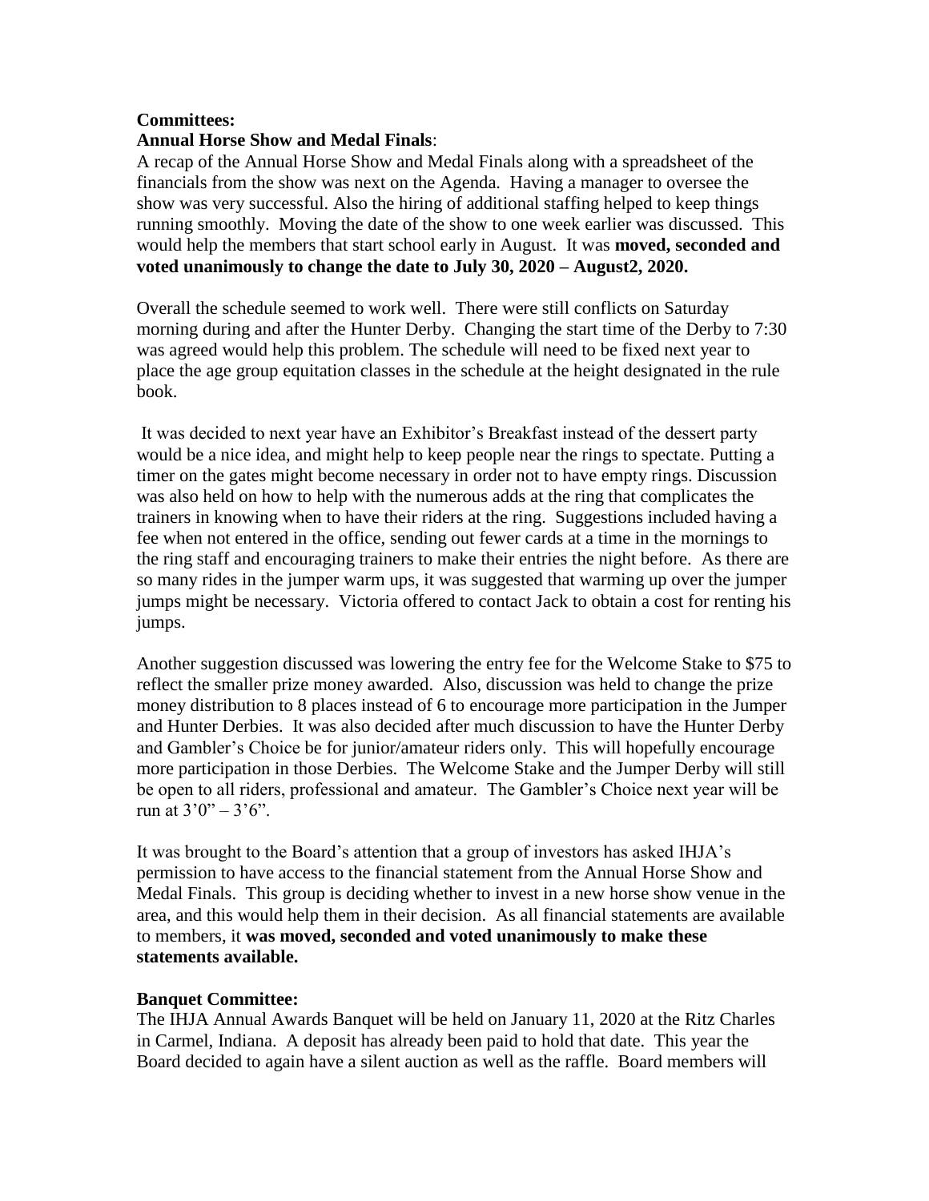**Committees:**
**Annual Horse Show and Medal Finals**:
A recap of the Annual Horse Show and Medal Finals along with a spreadsheet of the financials from the show was next on the Agenda. Having a manager to oversee the show was very successful. Also the hiring of additional staffing helped to keep things running smoothly. Moving the date of the show to one week earlier was discussed. This would help the members that start school early in August. It was **moved, seconded and voted unanimously to change the date to July 30, 2020 – August2, 2020.**

Overall the schedule seemed to work well. There were still conflicts on Saturday morning during and after the Hunter Derby. Changing the start time of the Derby to 7:30 was agreed would help this problem. The schedule will need to be fixed next year to place the age group equitation classes in the schedule at the height designated in the rule book.

It was decided to next year have an Exhibitor's Breakfast instead of the dessert party would be a nice idea, and might help to keep people near the rings to spectate. Putting a timer on the gates might become necessary in order not to have empty rings. Discussion was also held on how to help with the numerous adds at the ring that complicates the trainers in knowing when to have their riders at the ring. Suggestions included having a fee when not entered in the office, sending out fewer cards at a time in the mornings to the ring staff and encouraging trainers to make their entries the night before. As there are so many rides in the jumper warm ups, it was suggested that warming up over the jumper jumps might be necessary. Victoria offered to contact Jack to obtain a cost for renting his jumps.

Another suggestion discussed was lowering the entry fee for the Welcome Stake to $75 to reflect the smaller prize money awarded. Also, discussion was held to change the prize money distribution to 8 places instead of 6 to encourage more participation in the Jumper and Hunter Derbies. It was also decided after much discussion to have the Hunter Derby and Gambler's Choice be for junior/amateur riders only. This will hopefully encourage more participation in those Derbies. The Welcome Stake and the Jumper Derby will still be open to all riders, professional and amateur. The Gambler's Choice next year will be run at 3'0" – 3'6".

It was brought to the Board's attention that a group of investors has asked IHJA's permission to have access to the financial statement from the Annual Horse Show and Medal Finals. This group is deciding whether to invest in a new horse show venue in the area, and this would help them in their decision. As all financial statements are available to members, it **was moved, seconded and voted unanimously to make these statements available.**

**Banquet Committee:**
The IHJA Annual Awards Banquet will be held on January 11, 2020 at the Ritz Charles in Carmel, Indiana. A deposit has already been paid to hold that date. This year the Board decided to again have a silent auction as well as the raffle. Board members will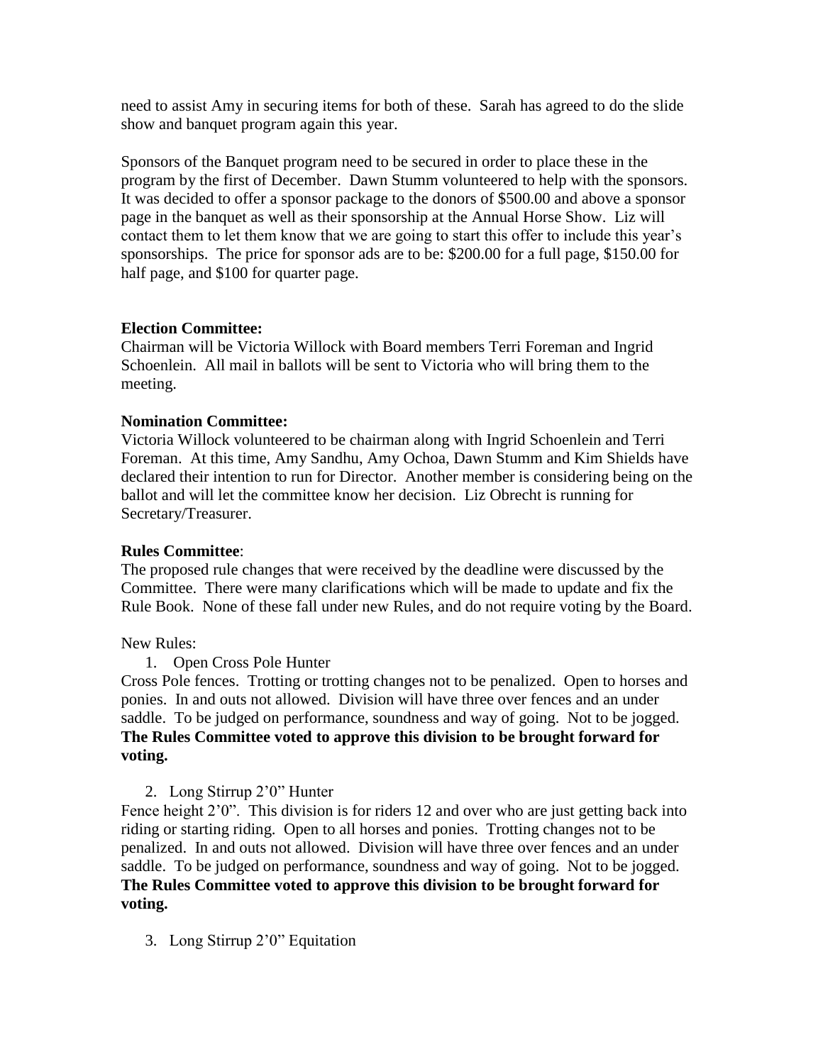need to assist Amy in securing items for both of these. Sarah has agreed to do the slide show and banquet program again this year.

Sponsors of the Banquet program need to be secured in order to place these in the program by the first of December. Dawn Stumm volunteered to help with the sponsors. It was decided to offer a sponsor package to the donors of $500.00 and above a sponsor page in the banquet as well as their sponsorship at the Annual Horse Show. Liz will contact them to let them know that we are going to start this offer to include this year's sponsorships. The price for sponsor ads are to be: $200.00 for a full page, $150.00 for half page, and $100 for quarter page.

**Election Committee:**
Chairman will be Victoria Willock with Board members Terri Foreman and Ingrid Schoenlein. All mail in ballots will be sent to Victoria who will bring them to the meeting.

**Nomination Committee:**
Victoria Willock volunteered to be chairman along with Ingrid Schoenlein and Terri Foreman. At this time, Amy Sandhu, Amy Ochoa, Dawn Stumm and Kim Shields have declared their intention to run for Director. Another member is considering being on the ballot and will let the committee know her decision. Liz Obrecht is running for Secretary/Treasurer.

**Rules Committee**:
The proposed rule changes that were received by the deadline were discussed by the Committee. There were many clarifications which will be made to update and fix the Rule Book. None of these fall under new Rules, and do not require voting by the Board.

New Rules:

1. Open Cross Pole Hunter

Cross Pole fences. Trotting or trotting changes not to be penalized. Open to horses and ponies. In and outs not allowed. Division will have three over fences and an under saddle. To be judged on performance, soundness and way of going. Not to be jogged. **The Rules Committee voted to approve this division to be brought forward for voting.**

2. Long Stirrup 2'0" Hunter

Fence height 2'0". This division is for riders 12 and over who are just getting back into riding or starting riding. Open to all horses and ponies. Trotting changes not to be penalized. In and outs not allowed. Division will have three over fences and an under saddle. To be judged on performance, soundness and way of going. Not to be jogged. **The Rules Committee voted to approve this division to be brought forward for voting.**

3. Long Stirrup 2'0" Equitation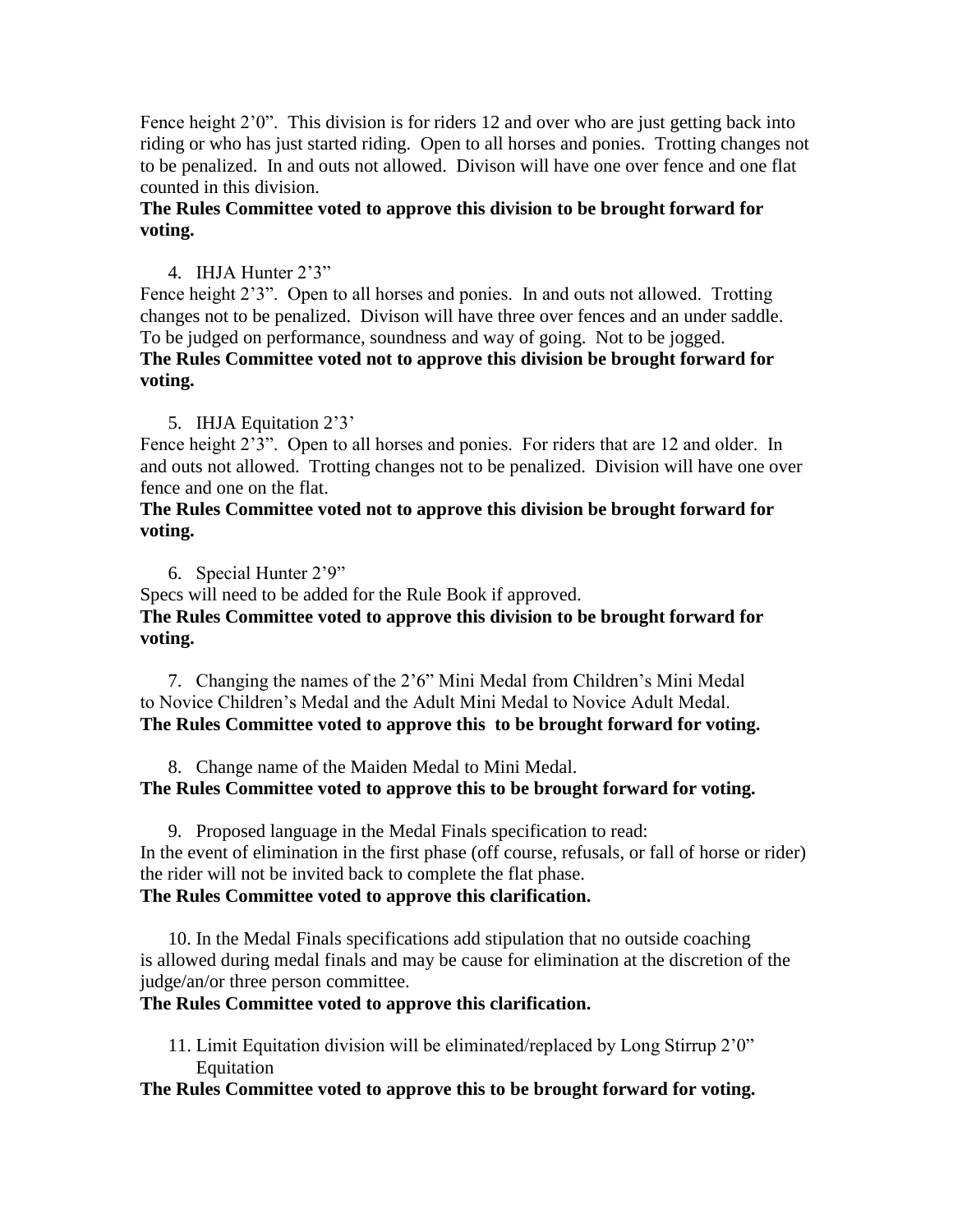Fence height 2'0". This division is for riders 12 and over who are just getting back into riding or who has just started riding. Open to all horses and ponies. Trotting changes not to be penalized. In and outs not allowed. Divison will have one over fence and one flat counted in this division.

**The Rules Committee voted to approve this division to be brought forward for voting.**

4. IHJA Hunter 2'3"

Fence height 2'3". Open to all horses and ponies. In and outs not allowed. Trotting changes not to be penalized. Divison will have three over fences and an under saddle. To be judged on performance, soundness and way of going. Not to be jogged.

**The Rules Committee voted not to approve this division be brought forward for voting.**

5. IHJA Equitation 2'3'

Fence height 2'3". Open to all horses and ponies. For riders that are 12 and older. In and outs not allowed. Trotting changes not to be penalized. Division will have one over fence and one on the flat.

**The Rules Committee voted not to approve this division be brought forward for voting.**

6. Special Hunter 2'9"

Specs will need to be added for the Rule Book if approved.

**The Rules Committee voted to approve this division to be brought forward for voting.**

7. Changing the names of the 2'6" Mini Medal from Children's Mini Medal to Novice Children's Medal and the Adult Mini Medal to Novice Adult Medal.

**The Rules Committee voted to approve this to be brought forward for voting.**

8. Change name of the Maiden Medal to Mini Medal.

**The Rules Committee voted to approve this to be brought forward for voting.**

9. Proposed language in the Medal Finals specification to read:

In the event of elimination in the first phase (off course, refusals, or fall of horse or rider) the rider will not be invited back to complete the flat phase.

**The Rules Committee voted to approve this clarification.**

10. In the Medal Finals specifications add stipulation that no outside coaching is allowed during medal finals and may be cause for elimination at the discretion of the judge/an/or three person committee.

**The Rules Committee voted to approve this clarification.**

11. Limit Equitation division will be eliminated/replaced by Long Stirrup 2'0" Equitation

**The Rules Committee voted to approve this to be brought forward for voting.**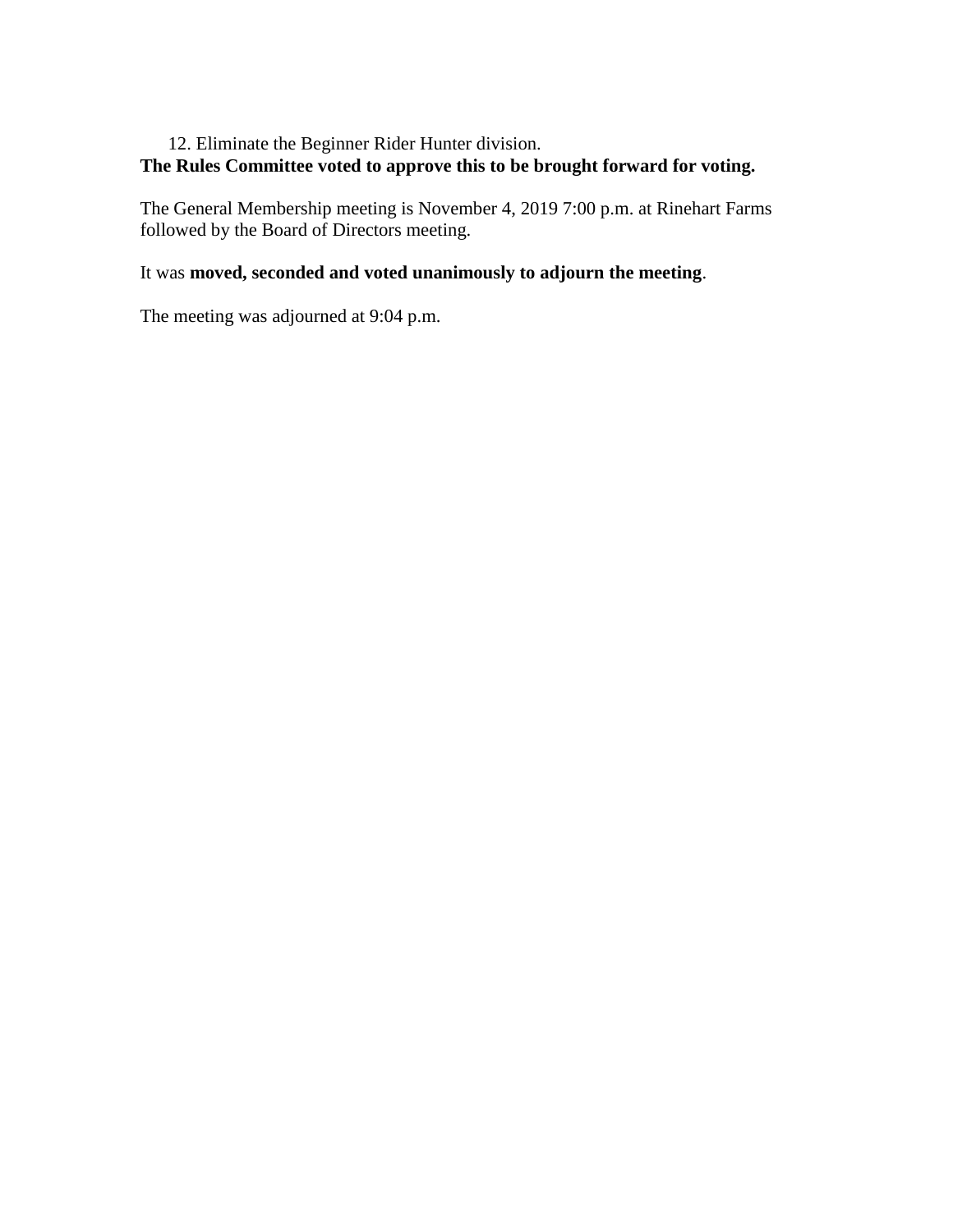12. Eliminate the Beginner Rider Hunter division.

**The Rules Committee voted to approve this to be brought forward for voting.**

The General Membership meeting is November 4, 2019 7:00 p.m. at Rinehart Farms followed by the Board of Directors meeting.

It was **moved, seconded and voted unanimously to adjourn the meeting**.

The meeting was adjourned at 9:04 p.m.